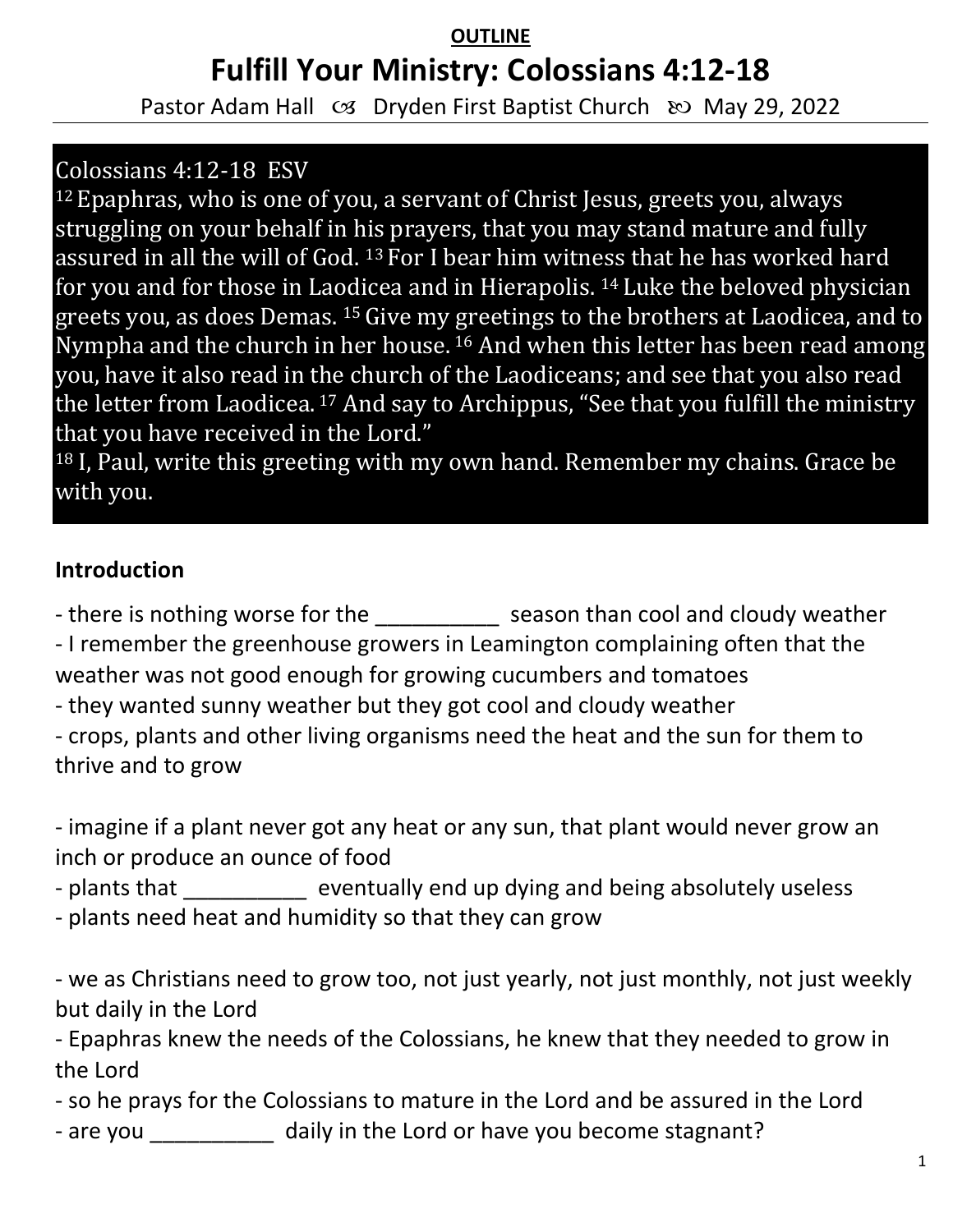**OUTLINE**

# Fulfill Your Ministry: Colossians 4:12-18

Pastor Adam Hall ☙ Dryden First Baptist Church ❧ May 29, 2022

Colossians 4:12-18 ESV

[12] Epaphras, who is one of you, a servant of Christ Jesus, greets you, always struggling on your behalf in his prayers, that you may stand mature and fully assured in all the will of God. [13] For I bear him witness that he has worked hard for you and for those in Laodicea and in Hierapolis. [14] Luke the beloved physician greets you, as does Demas. [15] Give my greetings to the brothers at Laodicea, and to Nympha and the church in her house. [16] And when this letter has been read among you, have it also read in the church of the Laodiceans; and see that you also read the letter from Laodicea. [17] And say to Archippus, "See that you fulfill the ministry that you have received in the Lord."

[18] I, Paul, write this greeting with my own hand. Remember my chains. Grace be with you.

## Introduction

- there is nothing worse for the __________ season than cool and cloudy weather
- I remember the greenhouse growers in Leamington complaining often that the weather was not good enough for growing cucumbers and tomatoes
- they wanted sunny weather but they got cool and cloudy weather
- crops, plants and other living organisms need the heat and the sun for them to thrive and to grow

- imagine if a plant never got any heat or any sun, that plant would never grow an inch or produce an ounce of food
- plants that __________ eventually end up dying and being absolutely useless
- plants need heat and humidity so that they can grow

- we as Christians need to grow too, not just yearly, not just monthly, not just weekly but daily in the Lord
- Epaphras knew the needs of the Colossians, he knew that they needed to grow in the Lord
- so he prays for the Colossians to mature in the Lord and be assured in the Lord
- are you __________ daily in the Lord or have you become stagnant?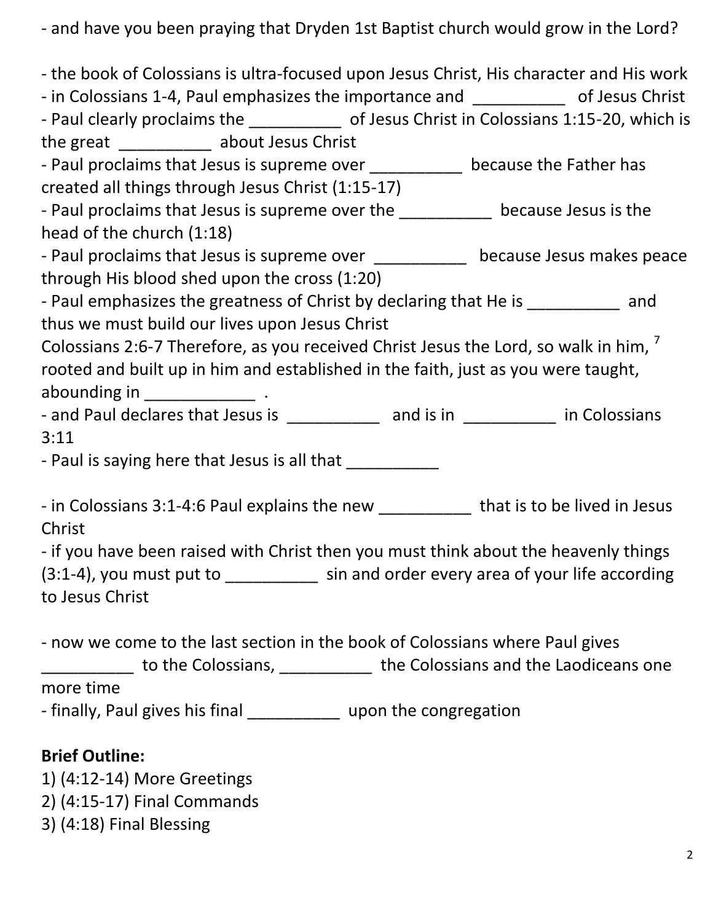- and have you been praying that Dryden 1st Baptist church would grow in the Lord?

- the book of Colossians is ultra-focused upon Jesus Christ, His character and His work
- in Colossians 1-4, Paul emphasizes the importance and __________ of Jesus Christ
- Paul clearly proclaims the __________ of Jesus Christ in Colossians 1:15-20, which is the great __________ about Jesus Christ
- Paul proclaims that Jesus is supreme over __________ because the Father has created all things through Jesus Christ (1:15-17)
- Paul proclaims that Jesus is supreme over the __________ because Jesus is the head of the church (1:18)
- Paul proclaims that Jesus is supreme over __________ because Jesus makes peace through His blood shed upon the cross (1:20)
- Paul emphasizes the greatness of Christ by declaring that He is __________ and thus we must build our lives upon Jesus Christ

Colossians 2:6-7 Therefore, as you received Christ Jesus the Lord, so walk in him, [7] rooted and built up in him and established in the faith, just as you were taught, abounding in ____________ .

- and Paul declares that Jesus is __________ and is in __________ in Colossians 3:11
- Paul is saying here that Jesus is all that __________

- in Colossians 3:1-4:6 Paul explains the new __________ that is to be lived in Jesus Christ
- if you have been raised with Christ then you must think about the heavenly things (3:1-4), you must put to __________ sin and order every area of your life according to Jesus Christ

- now we come to the last section in the book of Colossians where Paul gives __________ to the Colossians, __________ the Colossians and the Laodiceans one more time
- finally, Paul gives his final __________ upon the congregation

**Brief Outline:**

1) (4:12-14) More Greetings
2) (4:15-17) Final Commands
3) (4:18) Final Blessing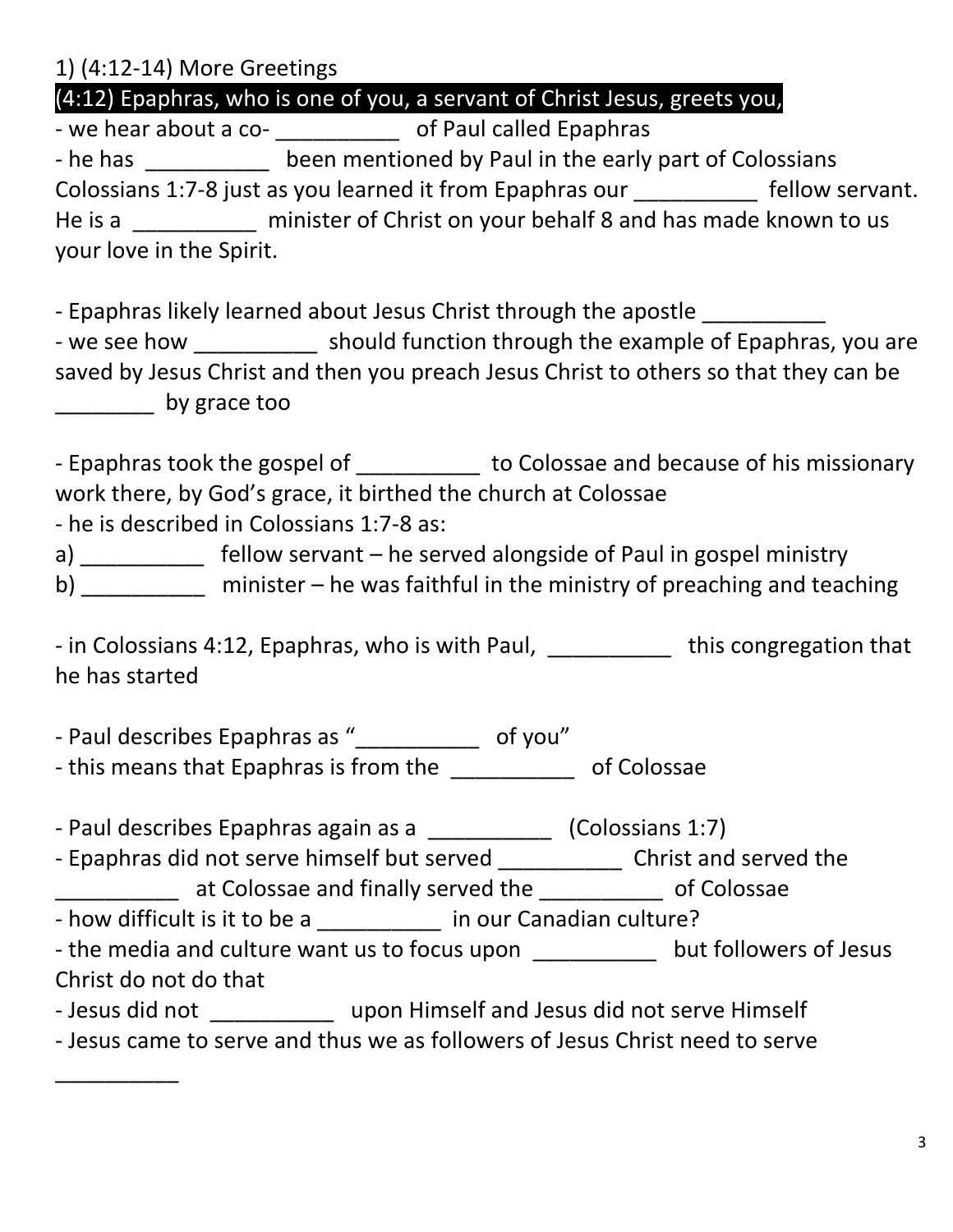1) (4:12-14) More Greetings

**(4:12) Epaphras, who is one of you, a servant of Christ Jesus, greets you,**

- we hear about a co- __________ of Paul called Epaphras
- he has __________ been mentioned by Paul in the early part of Colossians

Colossians 1:7-8 just as you learned it from Epaphras our __________ fellow servant. He is a __________ minister of Christ on your behalf 8 and has made known to us your love in the Spirit.

- Epaphras likely learned about Jesus Christ through the apostle __________
- we see how __________ should function through the example of Epaphras, you are saved by Jesus Christ and then you preach Jesus Christ to others so that they can be ________ by grace too

- Epaphras took the gospel of __________ to Colossae and because of his missionary work there, by God's grace, it birthed the church at Colossae
- he is described in Colossians 1:7-8 as:

a) __________ fellow servant – he served alongside of Paul in gospel ministry

b) __________ minister – he was faithful in the ministry of preaching and teaching

- in Colossians 4:12, Epaphras, who is with Paul, __________ this congregation that he has started

- Paul describes Epaphras as "__________ of you"
- this means that Epaphras is from the __________ of Colossae

- Paul describes Epaphras again as a __________ (Colossians 1:7)
- Epaphras did not serve himself but served __________ Christ and served the __________ at Colossae and finally served the __________ of Colossae
- how difficult is it to be a __________ in our Canadian culture?
- the media and culture want us to focus upon __________ but followers of Jesus Christ do not do that
- Jesus did not __________ upon Himself and Jesus did not serve Himself
- Jesus came to serve and thus we as followers of Jesus Christ need to serve __________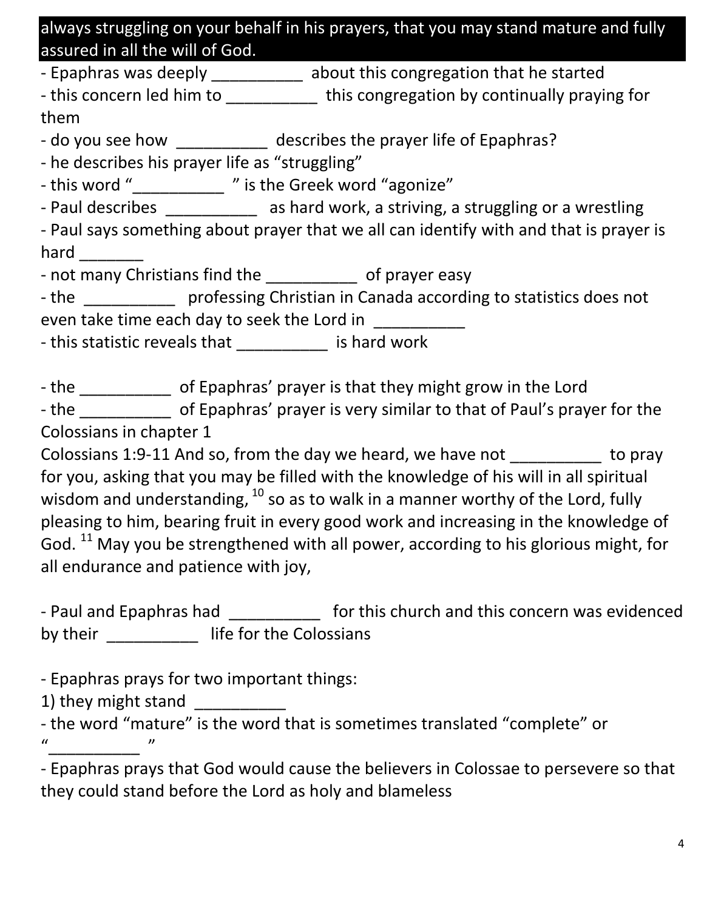**always struggling on your behalf in his prayers, that you may stand mature and fully assured in all the will of God.**

- Epaphras was deeply __________ about this congregation that he started
- this concern led him to __________ this congregation by continually praying for them
- do you see how __________ describes the prayer life of Epaphras?
- he describes his prayer life as "struggling"
- this word "__________ " is the Greek word "agonize"
- Paul describes __________ as hard work, a striving, a struggling or a wrestling
- Paul says something about prayer that we all can identify with and that is prayer is hard _______
- not many Christians find the __________ of prayer easy
- the __________ professing Christian in Canada according to statistics does not even take time each day to seek the Lord in __________
- this statistic reveals that __________ is hard work

- the __________ of Epaphras' prayer is that they might grow in the Lord
- the __________ of Epaphras' prayer is very similar to that of Paul's prayer for the Colossians in chapter 1

Colossians 1:9-11 And so, from the day we heard, we have not __________ to pray for you, asking that you may be filled with the knowledge of his will in all spiritual wisdom and understanding, [10] so as to walk in a manner worthy of the Lord, fully pleasing to him, bearing fruit in every good work and increasing in the knowledge of God. [11] May you be strengthened with all power, according to his glorious might, for all endurance and patience with joy,

- Paul and Epaphras had __________ for this church and this concern was evidenced by their __________ life for the Colossians

- Epaphras prays for two important things:

1) they might stand __________

- the word "mature" is the word that is sometimes translated "complete" or "__________ "
- Epaphras prays that God would cause the believers in Colossae to persevere so that they could stand before the Lord as holy and blameless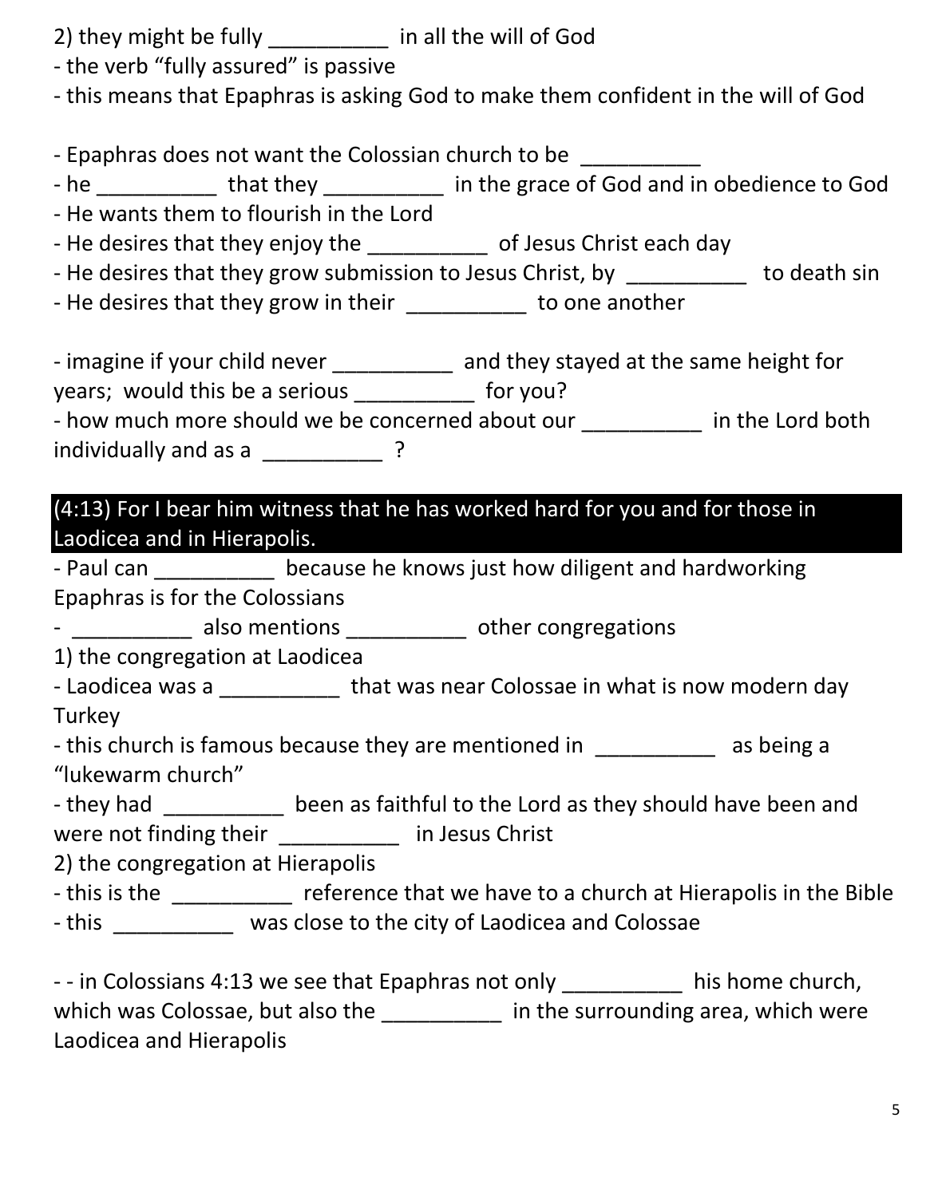2) they might be fully __________ in all the will of God
- the verb “fully assured” is passive
- this means that Epaphras is asking God to make them confident in the will of God

- Epaphras does not want the Colossian church to be __________
- he __________ that they __________ in the grace of God and in obedience to God
- He wants them to flourish in the Lord
- He desires that they enjoy the __________ of Jesus Christ each day
- He desires that they grow submission to Jesus Christ, by __________ to death sin
- He desires that they grow in their __________ to one another

- imagine if your child never __________ and they stayed at the same height for years; would this be a serious __________ for you?
- how much more should we be concerned about our __________ in the Lord both individually and as a __________ ?

**(4:13) For I bear him witness that he has worked hard for you and for those in Laodicea and in Hierapolis.**

- Paul can __________ because he knows just how diligent and hardworking Epaphras is for the Colossians
- __________ also mentions __________ other congregations

1) the congregation at Laodicea
- Laodicea was a __________ that was near Colossae in what is now modern day Turkey
- this church is famous because they are mentioned in __________ as being a “lukewarm church”
- they had __________ been as faithful to the Lord as they should have been and were not finding their __________ in Jesus Christ

2) the congregation at Hierapolis
- this is the __________ reference that we have to a church at Hierapolis in the Bible
- this __________ was close to the city of Laodicea and Colossae

- - in Colossians 4:13 we see that Epaphras not only __________ his home church, which was Colossae, but also the __________ in the surrounding area, which were Laodicea and Hierapolis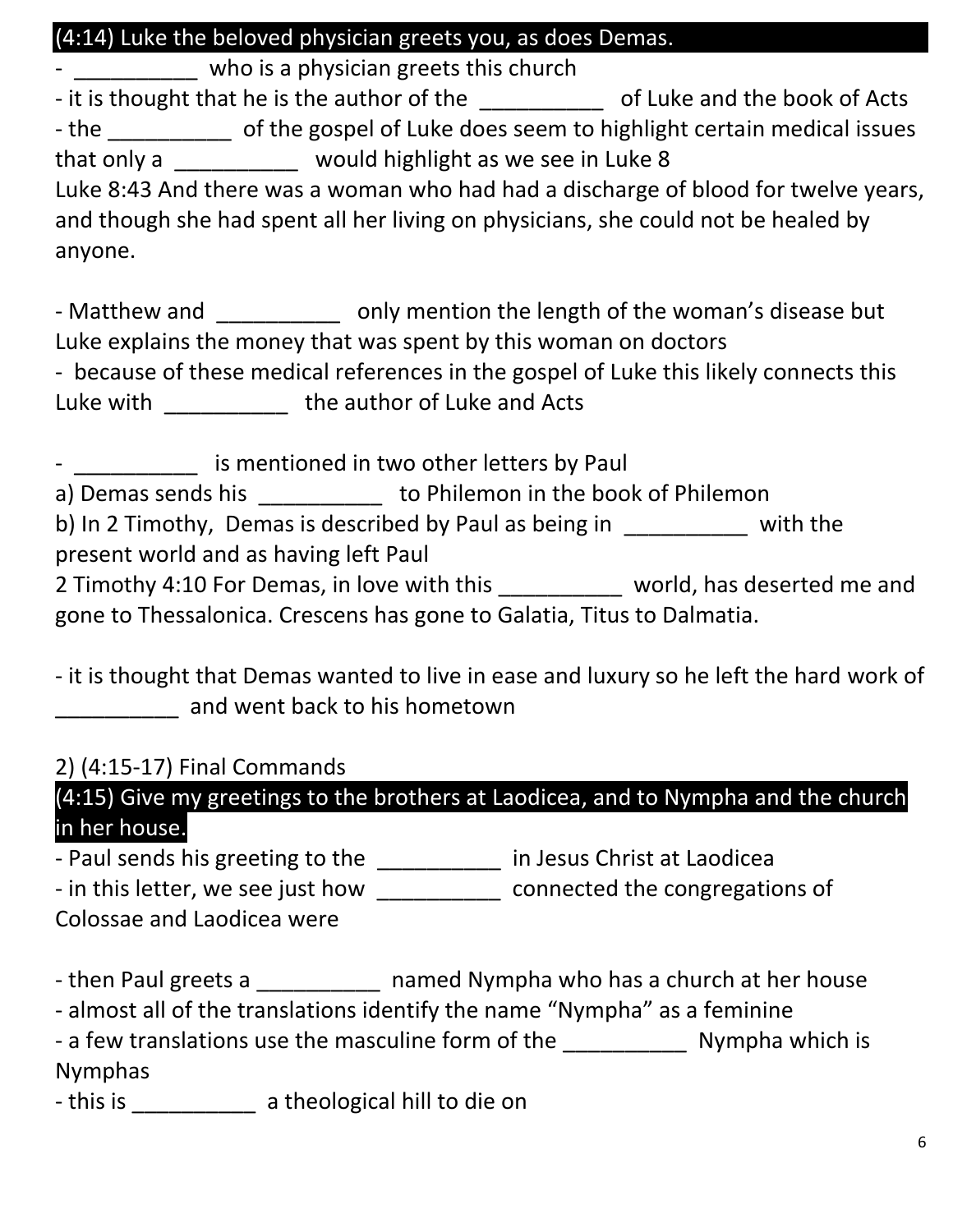**(4:14) Luke the beloved physician greets you, as does Demas.**

- __________ who is a physician greets this church
- it is thought that he is the author of the __________ of Luke and the book of Acts
- the __________ of the gospel of Luke does seem to highlight certain medical issues that only a __________ would highlight as we see in Luke 8

Luke 8:43 And there was a woman who had had a discharge of blood for twelve years, and though she had spent all her living on physicians, she could not be healed by anyone.

- Matthew and __________ only mention the length of the woman's disease but Luke explains the money that was spent by this woman on doctors
- because of these medical references in the gospel of Luke this likely connects this Luke with __________ the author of Luke and Acts

- __________ is mentioned in two other letters by Paul

a) Demas sends his __________ to Philemon in the book of Philemon
b) In 2 Timothy, Demas is described by Paul as being in __________ with the present world and as having left Paul

2 Timothy 4:10 For Demas, in love with this __________ world, has deserted me and gone to Thessalonica. Crescens has gone to Galatia, Titus to Dalmatia.

- it is thought that Demas wanted to live in ease and luxury so he left the hard work of __________ and went back to his hometown

2) (4:15-17) Final Commands

**(4:15) Give my greetings to the brothers at Laodicea, and to Nympha and the church in her house.**

- Paul sends his greeting to the __________ in Jesus Christ at Laodicea
- in this letter, we see just how __________ connected the congregations of Colossae and Laodicea were

- then Paul greets a __________ named Nympha who has a church at her house
- almost all of the translations identify the name "Nympha" as a feminine
- a few translations use the masculine form of the __________ Nympha which is Nymphas
- this is __________ a theological hill to die on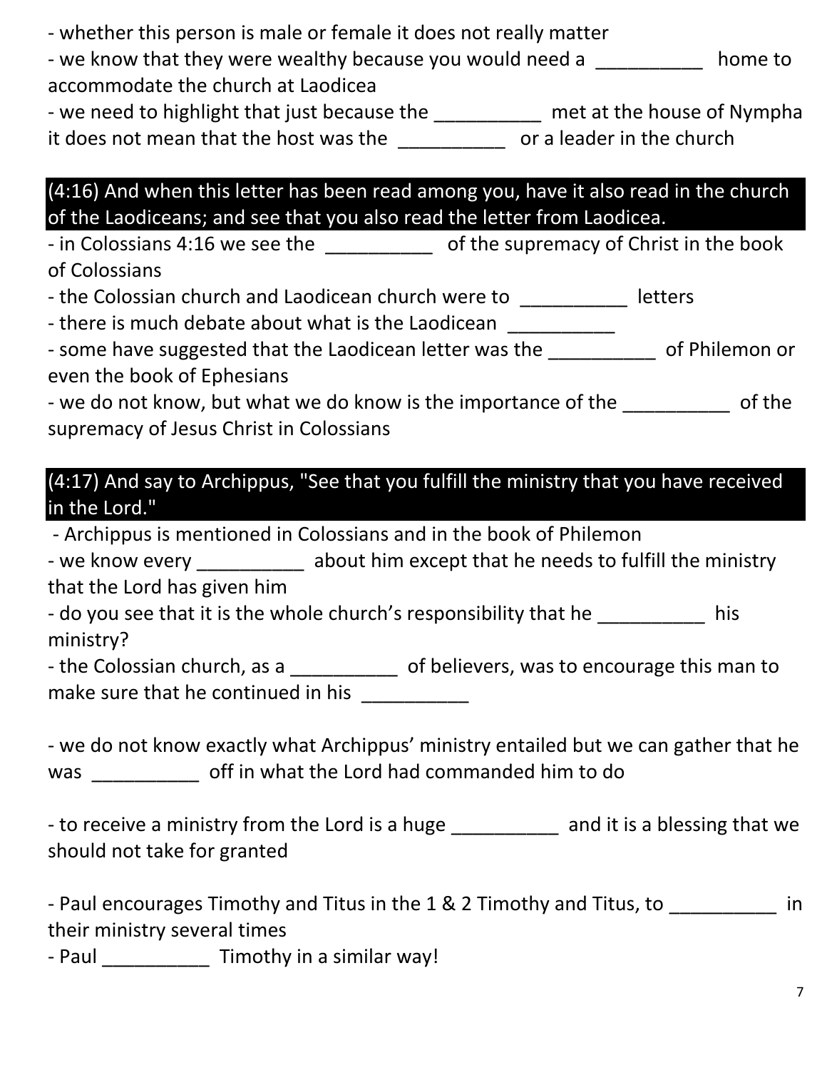- whether this person is male or female it does not really matter
- we know that they were wealthy because you would need a __________ home to accommodate the church at Laodicea
- we need to highlight that just because the __________ met at the house of Nympha it does not mean that the host was the __________ or a leader in the church

**(4:16) And when this letter has been read among you, have it also read in the church of the Laodiceans; and see that you also read the letter from Laodicea.**

- in Colossians 4:16 we see the __________ of the supremacy of Christ in the book of Colossians
- the Colossian church and Laodicean church were to __________ letters
- there is much debate about what is the Laodicean __________
- some have suggested that the Laodicean letter was the __________ of Philemon or even the book of Ephesians
- we do not know, but what we do know is the importance of the __________ of the supremacy of Jesus Christ in Colossians

**(4:17) And say to Archippus, "See that you fulfill the ministry that you have received in the Lord."**

- Archippus is mentioned in Colossians and in the book of Philemon
- we know every __________ about him except that he needs to fulfill the ministry that the Lord has given him
- do you see that it is the whole church's responsibility that he __________ his ministry?
- the Colossian church, as a __________ of believers, was to encourage this man to make sure that he continued in his __________

- we do not know exactly what Archippus' ministry entailed but we can gather that he was __________ off in what the Lord had commanded him to do

- to receive a ministry from the Lord is a huge __________ and it is a blessing that we should not take for granted

- Paul encourages Timothy and Titus in the 1 & 2 Timothy and Titus, to __________ in their ministry several times
- Paul __________ Timothy in a similar way!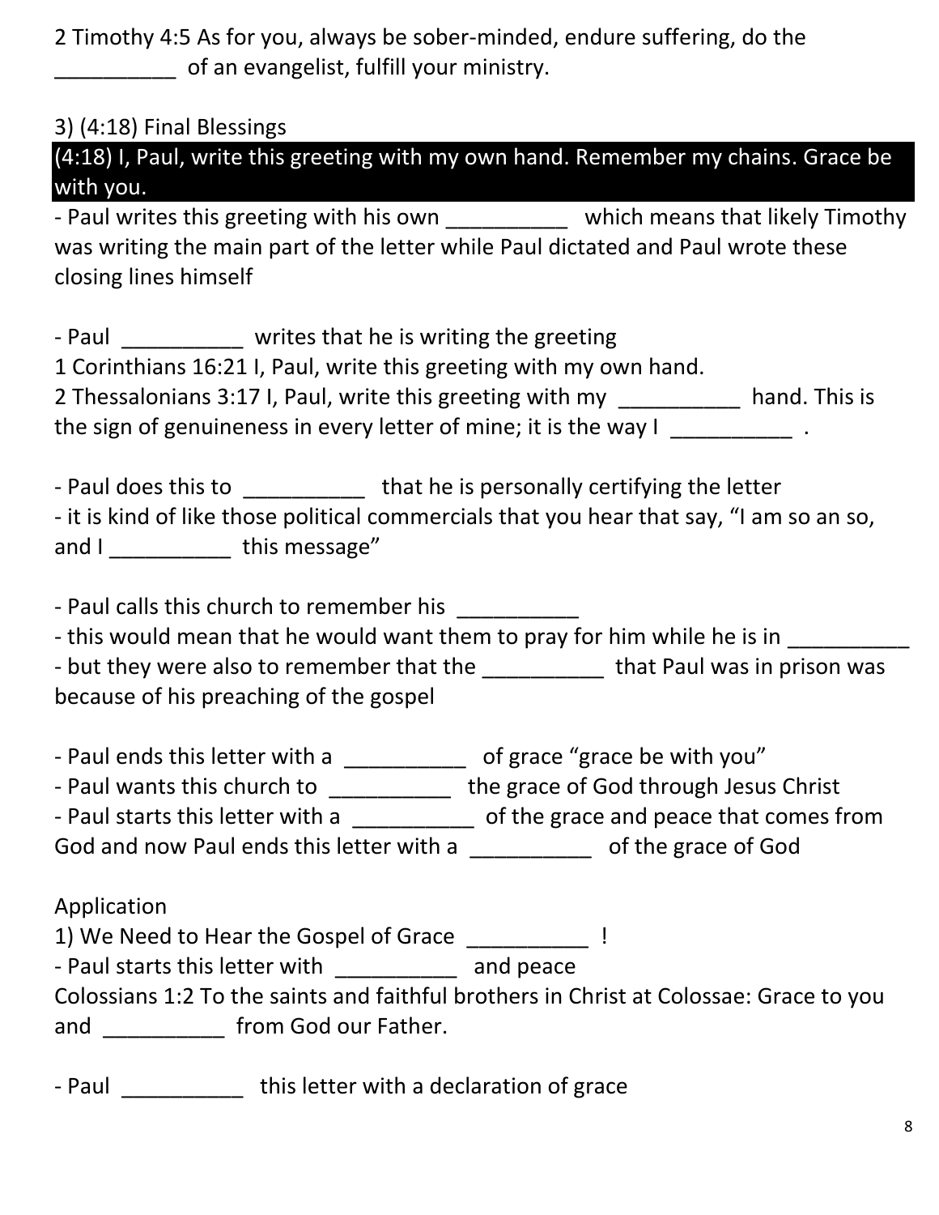2 Timothy 4:5 As for you, always be sober-minded, endure suffering, do the __________ of an evangelist, fulfill your ministry.

3) (4:18) Final Blessings

**(4:18) I, Paul, write this greeting with my own hand. Remember my chains. Grace be with you.**

- Paul writes this greeting with his own __________ which means that likely Timothy was writing the main part of the letter while Paul dictated and Paul wrote these closing lines himself

- Paul __________ writes that he is writing the greeting

1 Corinthians 16:21 I, Paul, write this greeting with my own hand.

2 Thessalonians 3:17 I, Paul, write this greeting with my __________ hand. This is the sign of genuineness in every letter of mine; it is the way I __________ .

- Paul does this to __________ that he is personally certifying the letter
- it is kind of like those political commercials that you hear that say, "I am so an so, and I __________ this message"

- Paul calls this church to remember his __________
- this would mean that he would want them to pray for him while he is in __________
- but they were also to remember that the __________ that Paul was in prison was because of his preaching of the gospel

- Paul ends this letter with a __________ of grace "grace be with you"
- Paul wants this church to __________ the grace of God through Jesus Christ
- Paul starts this letter with a __________ of the grace and peace that comes from God and now Paul ends this letter with a __________ of the grace of God

Application

1) We Need to Hear the Gospel of Grace __________ !

- Paul starts this letter with __________ and peace

Colossians 1:2 To the saints and faithful brothers in Christ at Colossae: Grace to you and __________ from God our Father.

- Paul __________ this letter with a declaration of grace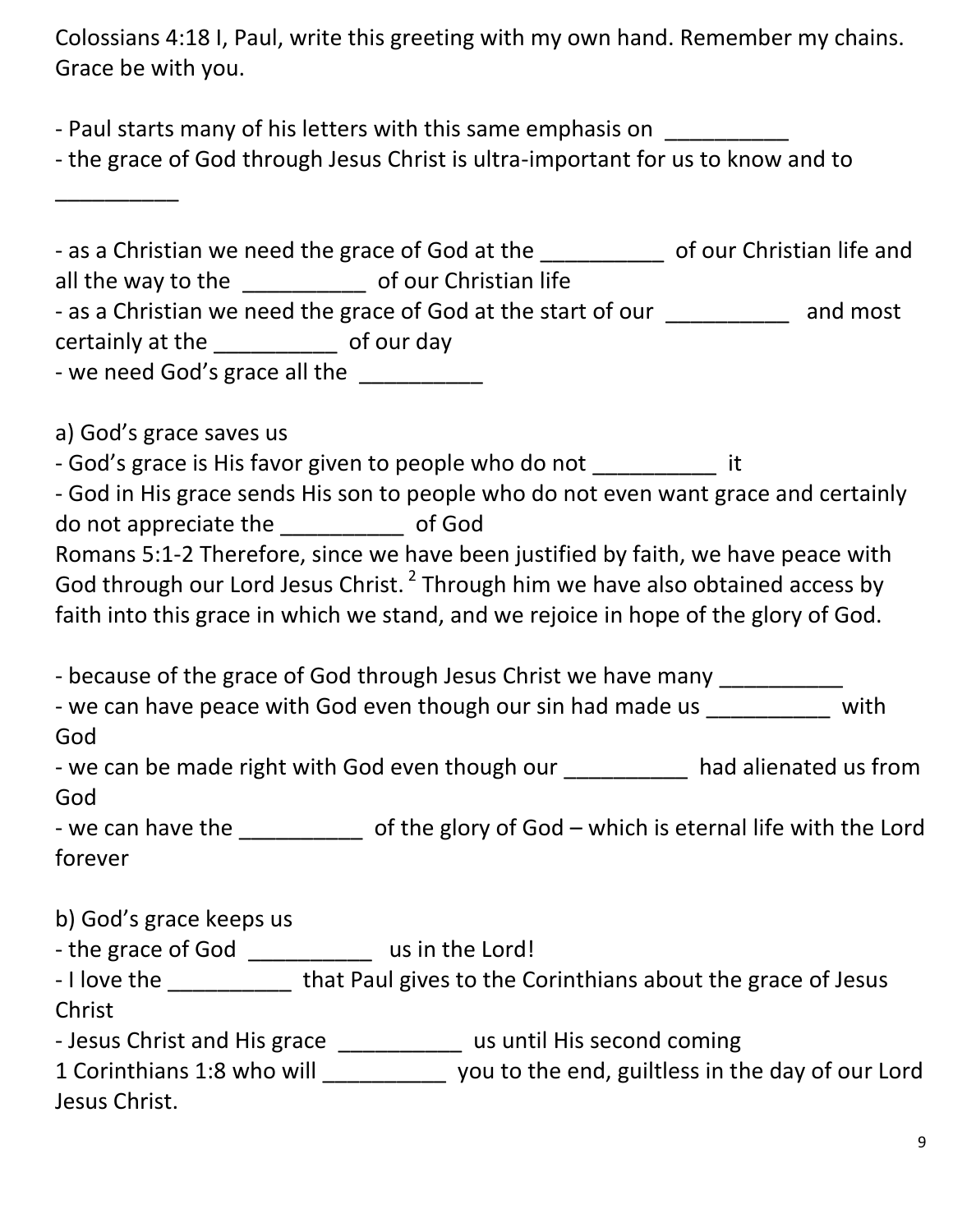Colossians 4:18 I, Paul, write this greeting with my own hand. Remember my chains. Grace be with you.

- Paul starts many of his letters with this same emphasis on __________
- the grace of God through Jesus Christ is ultra-important for us to know and to __________

- as a Christian we need the grace of God at the __________ of our Christian life and all the way to the __________ of our Christian life
- as a Christian we need the grace of God at the start of our __________ and most certainly at the __________ of our day
- we need God's grace all the __________

a) God's grace saves us
- God's grace is His favor given to people who do not __________ it
- God in His grace sends His son to people who do not even want grace and certainly do not appreciate the __________ of God

Romans 5:1-2 Therefore, since we have been justified by faith, we have peace with God through our Lord Jesus Christ. [2] Through him we have also obtained access by faith into this grace in which we stand, and we rejoice in hope of the glory of God.

- because of the grace of God through Jesus Christ we have many __________
- we can have peace with God even though our sin had made us __________ with God
- we can be made right with God even though our __________ had alienated us from God
- we can have the __________ of the glory of God – which is eternal life with the Lord forever

b) God's grace keeps us
- the grace of God __________ us in the Lord!
- I love the __________ that Paul gives to the Corinthians about the grace of Jesus Christ
- Jesus Christ and His grace __________ us until His second coming

1 Corinthians 1:8 who will __________ you to the end, guiltless in the day of our Lord Jesus Christ.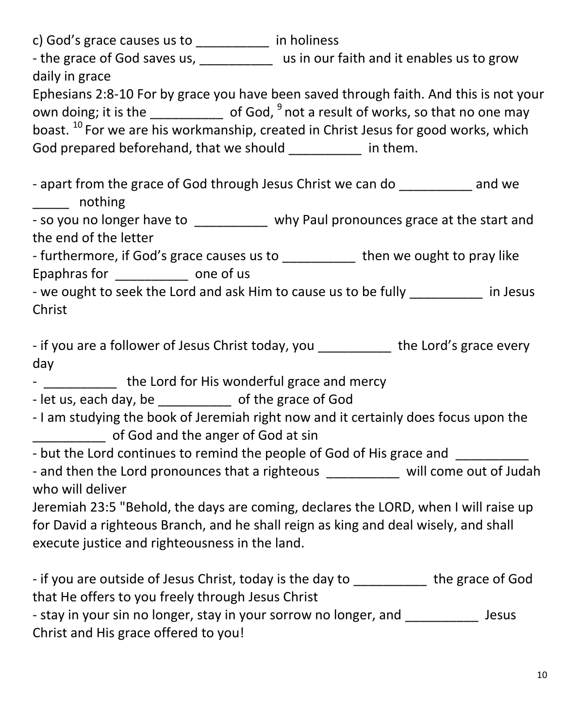c) God's grace causes us to __________ in holiness

- the grace of God saves us, __________ us in our faith and it enables us to grow daily in grace

Ephesians 2:8-10 For by grace you have been saved through faith. And this is not your own doing; it is the __________ of God, [9] not a result of works, so that no one may boast. [10] For we are his workmanship, created in Christ Jesus for good works, which God prepared beforehand, that we should __________ in them.

- apart from the grace of God through Jesus Christ we can do __________ and we _____ nothing
- so you no longer have to __________ why Paul pronounces grace at the start and the end of the letter
- furthermore, if God's grace causes us to __________ then we ought to pray like Epaphras for __________ one of us
- we ought to seek the Lord and ask Him to cause us to be fully __________ in Jesus Christ

- if you are a follower of Jesus Christ today, you __________ the Lord's grace every day
- __________ the Lord for His wonderful grace and mercy
- let us, each day, be __________ of the grace of God
- I am studying the book of Jeremiah right now and it certainly does focus upon the __________ of God and the anger of God at sin
- but the Lord continues to remind the people of God of His grace and __________
- and then the Lord pronounces that a righteous __________ will come out of Judah who will deliver

Jeremiah 23:5 "Behold, the days are coming, declares the LORD, when I will raise up for David a righteous Branch, and he shall reign as king and deal wisely, and shall execute justice and righteousness in the land.

- if you are outside of Jesus Christ, today is the day to __________ the grace of God that He offers to you freely through Jesus Christ
- stay in your sin no longer, stay in your sorrow no longer, and __________ Jesus Christ and His grace offered to you!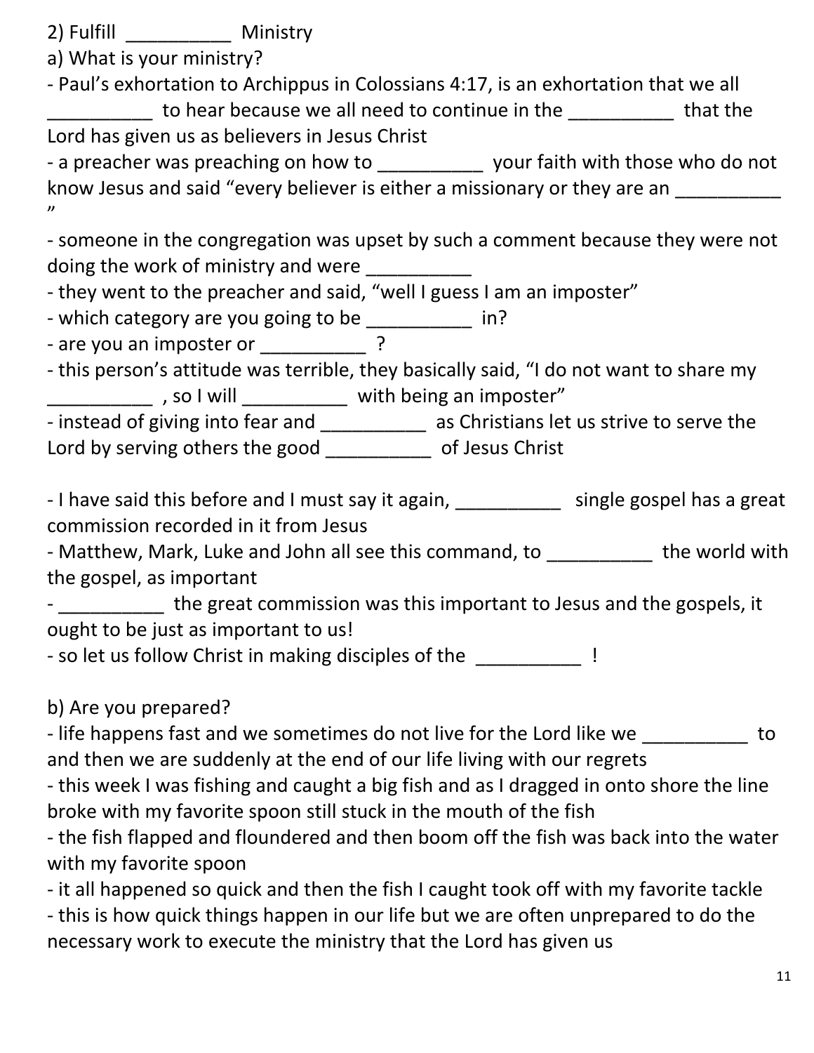2) Fulfill __________ Ministry

a) What is your ministry?

- Paul's exhortation to Archippus in Colossians 4:17, is an exhortation that we all __________ to hear because we all need to continue in the __________ that the Lord has given us as believers in Jesus Christ
- a preacher was preaching on how to __________ your faith with those who do not know Jesus and said "every believer is either a missionary or they are an __________ "
- someone in the congregation was upset by such a comment because they were not doing the work of ministry and were __________
- they went to the preacher and said, "well I guess I am an imposter"
- which category are you going to be __________ in?
- are you an imposter or __________ ?
- this person's attitude was terrible, they basically said, "I do not want to share my __________ , so I will __________ with being an imposter"
- instead of giving into fear and __________ as Christians let us strive to serve the Lord by serving others the good __________ of Jesus Christ

- I have said this before and I must say it again, __________ single gospel has a great commission recorded in it from Jesus
- Matthew, Mark, Luke and John all see this command, to __________ the world with the gospel, as important
- __________ the great commission was this important to Jesus and the gospels, it ought to be just as important to us!
- so let us follow Christ in making disciples of the __________ !

b) Are you prepared?

- life happens fast and we sometimes do not live for the Lord like we __________ to and then we are suddenly at the end of our life living with our regrets
- this week I was fishing and caught a big fish and as I dragged in onto shore the line broke with my favorite spoon still stuck in the mouth of the fish
- the fish flapped and floundered and then boom off the fish was back into the water with my favorite spoon
- it all happened so quick and then the fish I caught took off with my favorite tackle
- this is how quick things happen in our life but we are often unprepared to do the necessary work to execute the ministry that the Lord has given us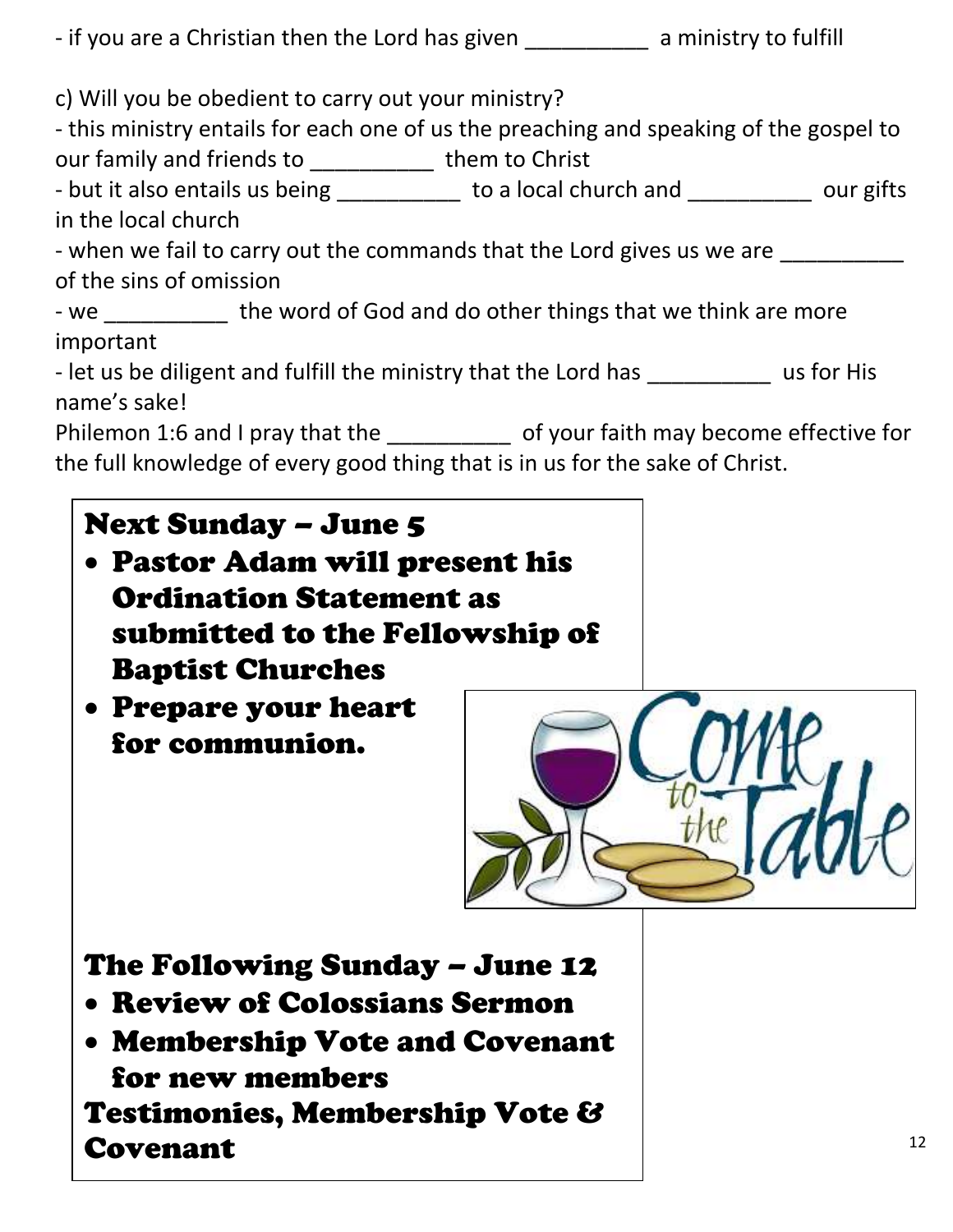- if you are a Christian then the Lord has given __________ a ministry to fulfill

c) Will you be obedient to carry out your ministry?

- this ministry entails for each one of us the preaching and speaking of the gospel to our family and friends to __________ them to Christ
- but it also entails us being __________ to a local church and __________ our gifts in the local church
- when we fail to carry out the commands that the Lord gives us we are __________ of the sins of omission
- we __________ the word of God and do other things that we think are more important
- let us be diligent and fulfill the ministry that the Lord has __________ us for His name's sake!

Philemon 1:6 and I pray that the __________ of your faith may become effective for the full knowledge of every good thing that is in us for the sake of Christ.

## Next Sunday – June 5

- **Pastor Adam will present his Ordination Statement as submitted to the Fellowship of Baptist Churches**
- **Prepare your heart for communion.**

Come to the Table

## The Following Sunday – June 12

- **Review of Colossians Sermon**
- **Membership Vote and Covenant for new members**

**Testimonies, Membership Vote & Covenant**